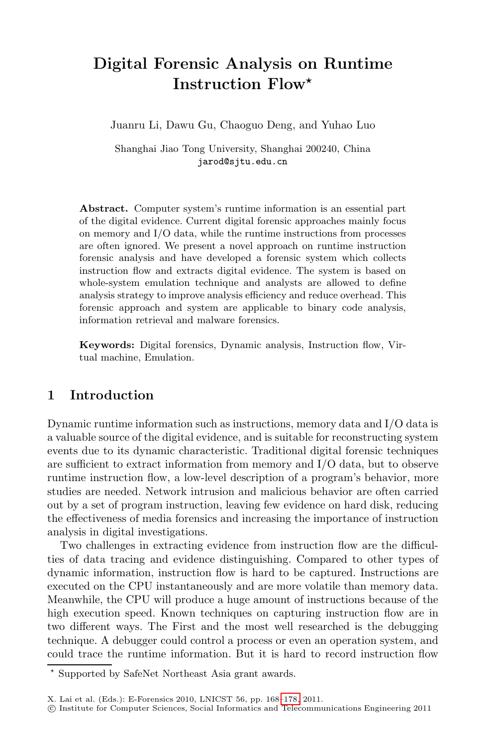# Digital Forensic Analysis on Runtime Instruction Flow*

Juanru Li, Dawu Gu, Chaoguo Deng, and Yuhao Luo

Shanghai Jiao Tong University, Shanghai 200240, China
jarod@sjtu.edu.cn

**Abstract.** Computer system's runtime information is an essential part of the digital evidence. Current digital forensic approaches mainly focus on memory and I/O data, while the runtime instructions from processes are often ignored. We present a novel approach on runtime instruction forensic analysis and have developed a forensic system which collects instruction flow and extracts digital evidence. The system is based on whole-system emulation technique and analysts are allowed to define analysis strategy to improve analysis efficiency and reduce overhead. This forensic approach and system are applicable to binary code analysis, information retrieval and malware forensics.

**Keywords:** Digital forensics, Dynamic analysis, Instruction flow, Virtual machine, Emulation.

## 1 Introduction

Dynamic runtime information such as instructions, memory data and I/O data is a valuable source of the digital evidence, and is suitable for reconstructing system events due to its dynamic characteristic. Traditional digital forensic techniques are sufficient to extract information from memory and I/O data, but to observe runtime instruction flow, a low-level description of a program's behavior, more studies are needed. Network intrusion and malicious behavior are often carried out by a set of program instruction, leaving few evidence on hard disk, reducing the effectiveness of media forensics and increasing the importance of instruction analysis in digital investigations.

Two challenges in extracting evidence from instruction flow are the difficulties of data tracing and evidence distinguishing. Compared to other types of dynamic information, instruction flow is hard to be captured. Instructions are executed on the CPU instantaneously and are more volatile than memory data. Meanwhile, the CPU will produce a huge amount of instructions because of the high execution speed. Known techniques on capturing instruction flow are in two different ways. The First and the most well researched is the debugging technique. A debugger could control a process or even an operation system, and could trace the runtime information. But it is hard to record instruction flow

* Supported by SafeNet Northeast Asia grant awards.

X. Lai et al. (Eds.): E-Forensics 2010, LNICST 56, pp. 168–178, 2011.
© Institute for Computer Sciences, Social Informatics and Telecommunications Engineering 2011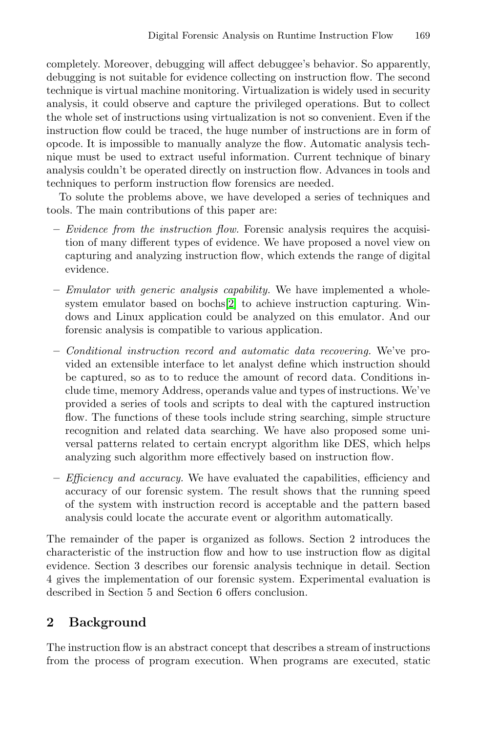completely. Moreover, debugging will affect debuggee's behavior. So apparently, debugging is not suitable for evidence collecting on instruction flow. The second technique is virtual machine monitoring. Virtualization is widely used in security analysis, it could observe and capture the privileged operations. But to collect the whole set of instructions using virtualization is not so convenient. Even if the instruction flow could be traced, the huge number of instructions are in form of opcode. It is impossible to manually analyze the flow. Automatic analysis technique must be used to extract useful information. Current technique of binary analysis couldn't be operated directly on instruction flow. Advances in tools and techniques to perform instruction flow forensics are needed.

To solute the problems above, we have developed a series of techniques and tools. The main contributions of this paper are:

– *Evidence from the instruction flow.* Forensic analysis requires the acquisition of many different types of evidence. We have proposed a novel view on capturing and analyzing instruction flow, which extends the range of digital evidence.

– *Emulator with generic analysis capability.* We have implemented a whole-system emulator based on bochs[2] to achieve instruction capturing. Windows and Linux application could be analyzed on this emulator. And our forensic analysis is compatible to various application.

– *Conditional instruction record and automatic data recovering.* We've provided an extensible interface to let analyst define which instruction should be captured, so as to to reduce the amount of record data. Conditions include time, memory Address, operands value and types of instructions. We've provided a series of tools and scripts to deal with the captured instruction flow. The functions of these tools include string searching, simple structure recognition and related data searching. We have also proposed some universal patterns related to certain encrypt algorithm like DES, which helps analyzing such algorithm more effectively based on instruction flow.

– *Efficiency and accuracy.* We have evaluated the capabilities, efficiency and accuracy of our forensic system. The result shows that the running speed of the system with instruction record is acceptable and the pattern based analysis could locate the accurate event or algorithm automatically.

The remainder of the paper is organized as follows. Section 2 introduces the characteristic of the instruction flow and how to use instruction flow as digital evidence. Section 3 describes our forensic analysis technique in detail. Section 4 gives the implementation of our forensic system. Experimental evaluation is described in Section 5 and Section 6 offers conclusion.

## 2 Background

The instruction flow is an abstract concept that describes a stream of instructions from the process of program execution. When programs are executed, static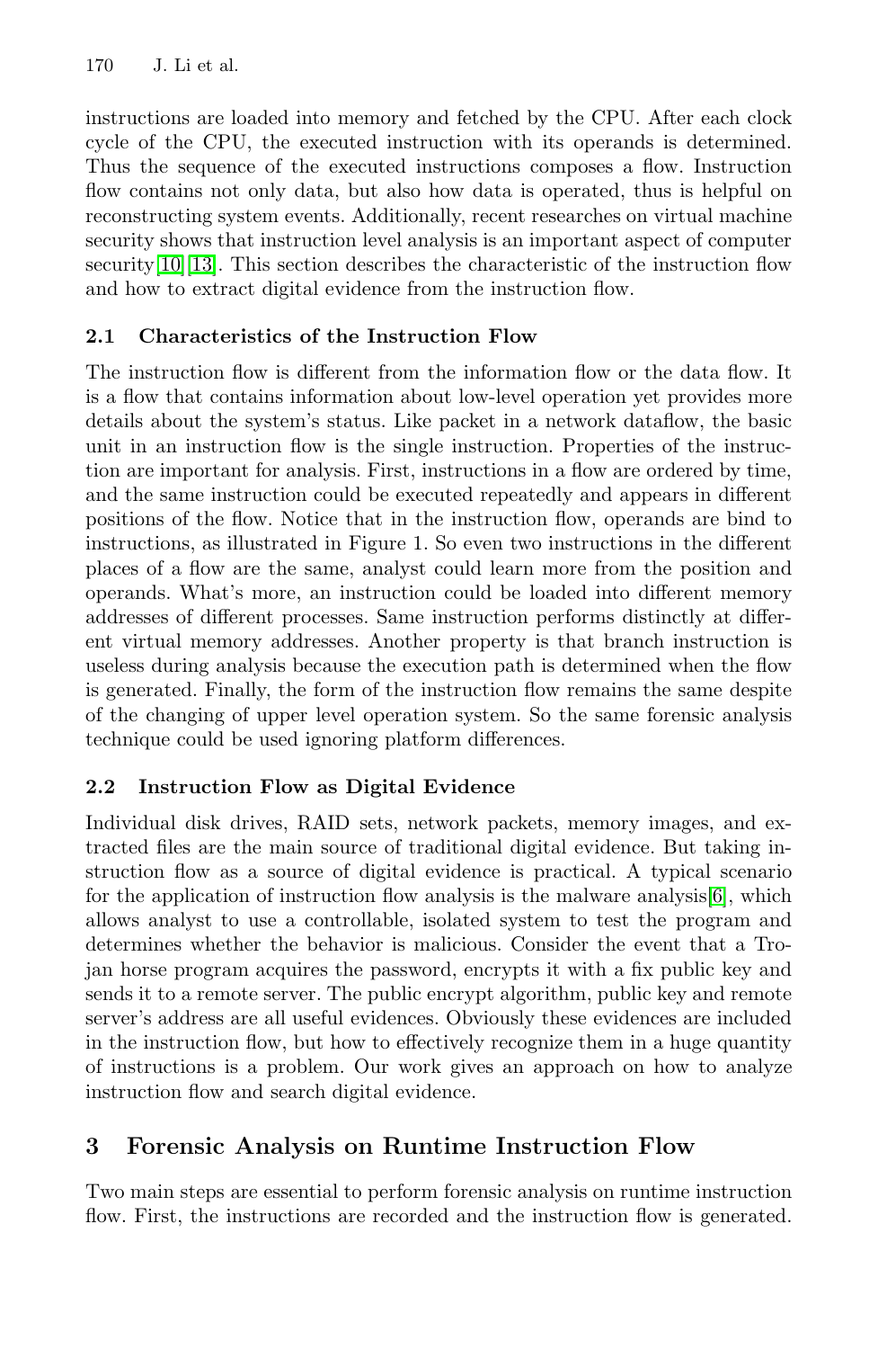instructions are loaded into memory and fetched by the CPU. After each clock cycle of the CPU, the executed instruction with its operands is determined. Thus the sequence of the executed instructions composes a flow. Instruction flow contains not only data, but also how data is operated, thus is helpful on reconstructing system events. Additionally, recent researches on virtual machine security shows that instruction level analysis is an important aspect of computer security[10][13]. This section describes the characteristic of the instruction flow and how to extract digital evidence from the instruction flow.

### 2.1 Characteristics of the Instruction Flow

The instruction flow is different from the information flow or the data flow. It is a flow that contains information about low-level operation yet provides more details about the system's status. Like packet in a network dataflow, the basic unit in an instruction flow is the single instruction. Properties of the instruction are important for analysis. First, instructions in a flow are ordered by time, and the same instruction could be executed repeatedly and appears in different positions of the flow. Notice that in the instruction flow, operands are bind to instructions, as illustrated in Figure 1. So even two instructions in the different places of a flow are the same, analyst could learn more from the position and operands. What's more, an instruction could be loaded into different memory addresses of different processes. Same instruction performs distinctly at different virtual memory addresses. Another property is that branch instruction is useless during analysis because the execution path is determined when the flow is generated. Finally, the form of the instruction flow remains the same despite of the changing of upper level operation system. So the same forensic analysis technique could be used ignoring platform differences.

### 2.2 Instruction Flow as Digital Evidence

Individual disk drives, RAID sets, network packets, memory images, and extracted files are the main source of traditional digital evidence. But taking instruction flow as a source of digital evidence is practical. A typical scenario for the application of instruction flow analysis is the malware analysis[6], which allows analyst to use a controllable, isolated system to test the program and determines whether the behavior is malicious. Consider the event that a Trojan horse program acquires the password, encrypts it with a fix public key and sends it to a remote server. The public encrypt algorithm, public key and remote server's address are all useful evidences. Obviously these evidences are included in the instruction flow, but how to effectively recognize them in a huge quantity of instructions is a problem. Our work gives an approach on how to analyze instruction flow and search digital evidence.

## 3 Forensic Analysis on Runtime Instruction Flow

Two main steps are essential to perform forensic analysis on runtime instruction flow. First, the instructions are recorded and the instruction flow is generated.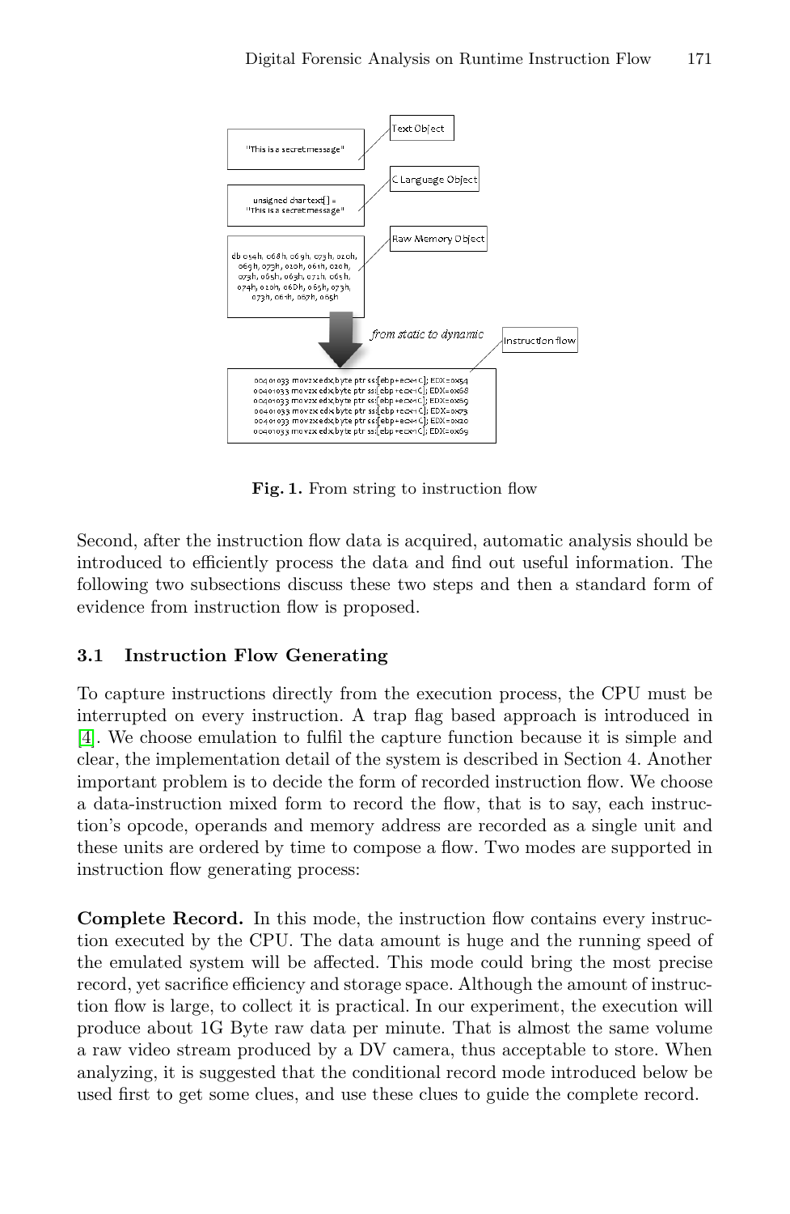Fig. 1. From string to instruction flow

Second, after the instruction flow data is acquired, automatic analysis should be introduced to efficiently process the data and find out useful information. The following two subsections discuss these two steps and then a standard form of evidence from instruction flow is proposed.

### 3.1 Instruction Flow Generating

To capture instructions directly from the execution process, the CPU must be interrupted on every instruction. A trap flag based approach is introduced in [4]. We choose emulation to fulfil the capture function because it is simple and clear, the implementation detail of the system is described in Section 4. Another important problem is to decide the form of recorded instruction flow. We choose a data-instruction mixed form to record the flow, that is to say, each instruction's opcode, operands and memory address are recorded as a single unit and these units are ordered by time to compose a flow. Two modes are supported in instruction flow generating process:

**Complete Record.** In this mode, the instruction flow contains every instruction executed by the CPU. The data amount is huge and the running speed of the emulated system will be affected. This mode could bring the most precise record, yet sacrifice efficiency and storage space. Although the amount of instruction flow is large, to collect it is practical. In our experiment, the execution will produce about 1G Byte raw data per minute. That is almost the same volume a raw video stream produced by a DV camera, thus acceptable to store. When analyzing, it is suggested that the conditional record mode introduced below be used first to get some clues, and use these clues to guide the complete record.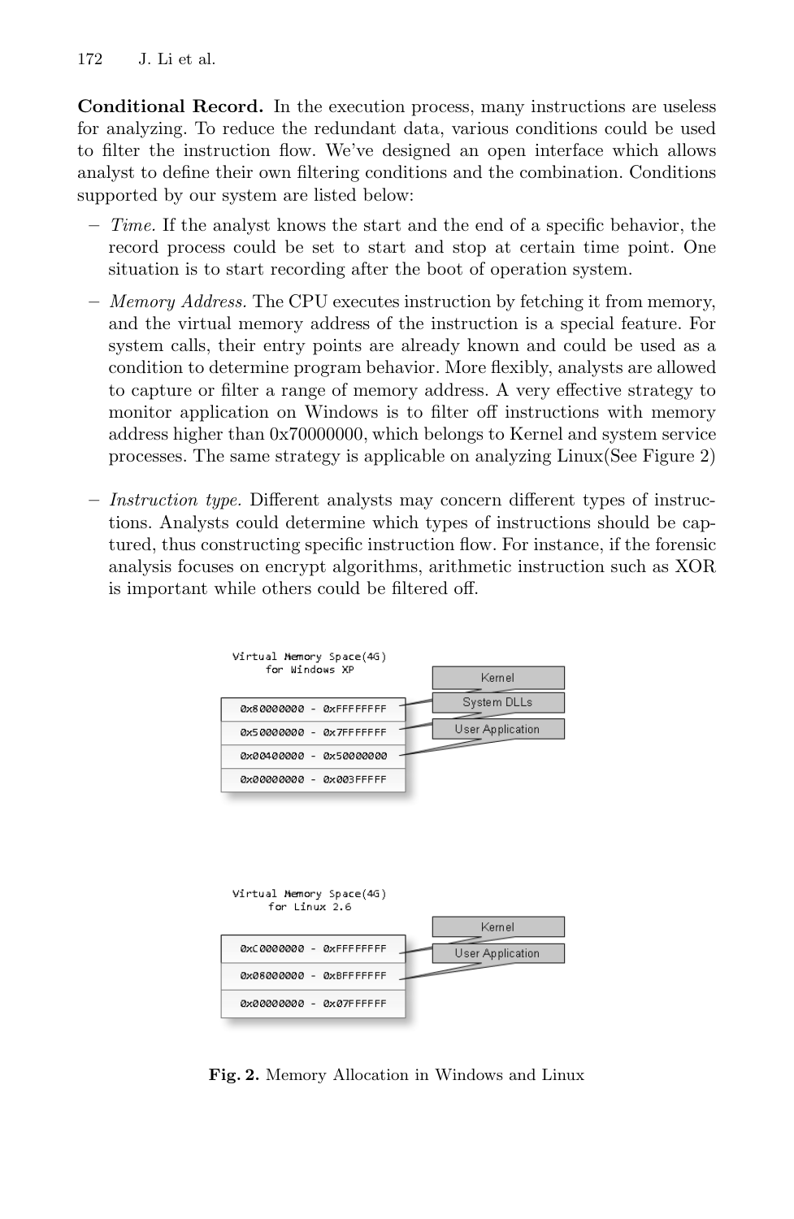**Conditional Record.** In the execution process, many instructions are useless for analyzing. To reduce the redundant data, various conditions could be used to filter the instruction flow. We've designed an open interface which allows analyst to define their own filtering conditions and the combination. Conditions supported by our system are listed below:

- *Time.* If the analyst knows the start and the end of a specific behavior, the record process could be set to start and stop at certain time point. One situation is to start recording after the boot of operation system.
- *Memory Address.* The CPU executes instruction by fetching it from memory, and the virtual memory address of the instruction is a special feature. For system calls, their entry points are already known and could be used as a condition to determine program behavior. More flexibly, analysts are allowed to capture or filter a range of memory address. A very effective strategy to monitor application on Windows is to filter off instructions with memory address higher than 0x70000000, which belongs to Kernel and system service processes. The same strategy is applicable on analyzing Linux(See Figure 2)
- *Instruction type.* Different analysts may concern different types of instructions. Analysts could determine which types of instructions should be captured, thus constructing specific instruction flow. For instance, if the forensic analysis focuses on encrypt algorithms, arithmetic instruction such as XOR is important while others could be filtered off.

Virtual Memory Space(4G) for Windows XP

| Address Range | Region |
| --- | --- |
| 0x80000000 - 0xFFFFFFFF | Kernel |
| 0x50000000 - 0x7FFFFFFF | System DLLs |
| 0x00400000 - 0x50000000 | User Application |
| 0x00000000 - 0x003FFFFF | |

Virtual Memory Space(4G) for Linux 2.6

| Address Range | Region |
| --- | --- |
| 0xC0000000 - 0xFFFFFFFF | Kernel |
| 0x08000000 - 0xBFFFFFFF | User Application |
| 0x00000000 - 0x07FFFFFF | |

**Fig. 2.** Memory Allocation in Windows and Linux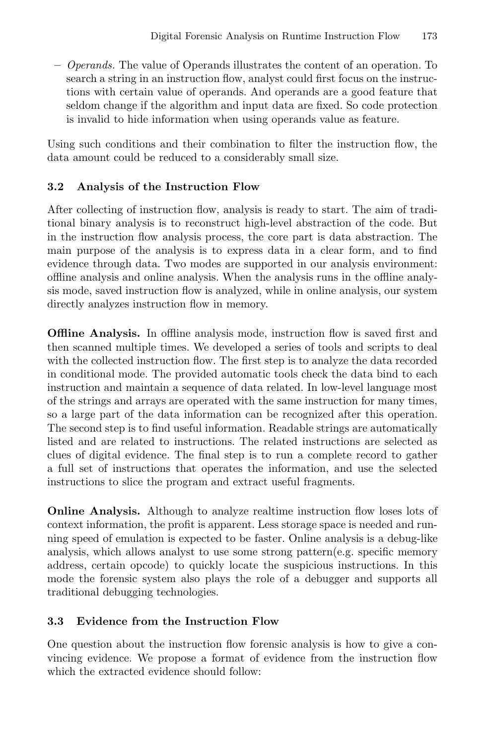– *Operands.* The value of Operands illustrates the content of an operation. To search a string in an instruction flow, analyst could first focus on the instructions with certain value of operands. And operands are a good feature that seldom change if the algorithm and input data are fixed. So code protection is invalid to hide information when using operands value as feature.

Using such conditions and their combination to filter the instruction flow, the data amount could be reduced to a considerably small size.

### 3.2 Analysis of the Instruction Flow

After collecting of instruction flow, analysis is ready to start. The aim of traditional binary analysis is to reconstruct high-level abstraction of the code. But in the instruction flow analysis process, the core part is data abstraction. The main purpose of the analysis is to express data in a clear form, and to find evidence through data. Two modes are supported in our analysis environment: offline analysis and online analysis. When the analysis runs in the offline analysis mode, saved instruction flow is analyzed, while in online analysis, our system directly analyzes instruction flow in memory.

**Offline Analysis.** In offline analysis mode, instruction flow is saved first and then scanned multiple times. We developed a series of tools and scripts to deal with the collected instruction flow. The first step is to analyze the data recorded in conditional mode. The provided automatic tools check the data bind to each instruction and maintain a sequence of data related. In low-level language most of the strings and arrays are operated with the same instruction for many times, so a large part of the data information can be recognized after this operation. The second step is to find useful information. Readable strings are automatically listed and are related to instructions. The related instructions are selected as clues of digital evidence. The final step is to run a complete record to gather a full set of instructions that operates the information, and use the selected instructions to slice the program and extract useful fragments.

**Online Analysis.** Although to analyze realtime instruction flow loses lots of context information, the profit is apparent. Less storage space is needed and running speed of emulation is expected to be faster. Online analysis is a debug-like analysis, which allows analyst to use some strong pattern(e.g. specific memory address, certain opcode) to quickly locate the suspicious instructions. In this mode the forensic system also plays the role of a debugger and supports all traditional debugging technologies.

### 3.3 Evidence from the Instruction Flow

One question about the instruction flow forensic analysis is how to give a convincing evidence. We propose a format of evidence from the instruction flow which the extracted evidence should follow: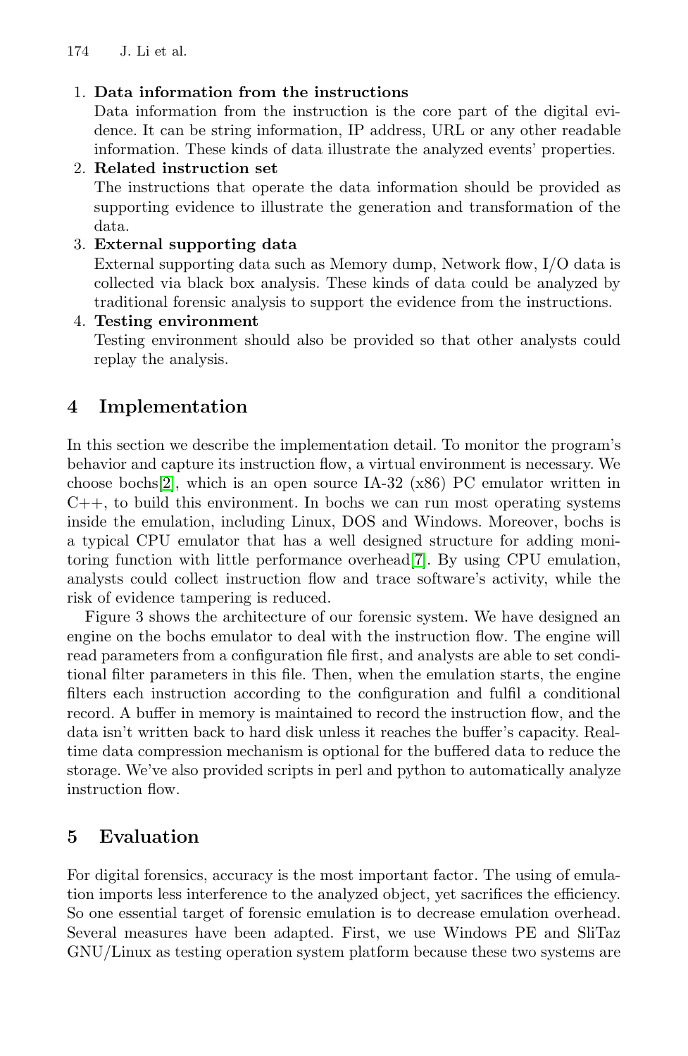1. **Data information from the instructions**
   Data information from the instruction is the core part of the digital evidence. It can be string information, IP address, URL or any other readable information. These kinds of data illustrate the analyzed events' properties.
2. **Related instruction set**
   The instructions that operate the data information should be provided as supporting evidence to illustrate the generation and transformation of the data.
3. **External supporting data**
   External supporting data such as Memory dump, Network flow, I/O data is collected via black box analysis. These kinds of data could be analyzed by traditional forensic analysis to support the evidence from the instructions.
4. **Testing environment**
   Testing environment should also be provided so that other analysts could replay the analysis.

## 4 Implementation

In this section we describe the implementation detail. To monitor the program's behavior and capture its instruction flow, a virtual environment is necessary. We choose bochs[2], which is an open source IA-32 (x86) PC emulator written in C++, to build this environment. In bochs we can run most operating systems inside the emulation, including Linux, DOS and Windows. Moreover, bochs is a typical CPU emulator that has a well designed structure for adding monitoring function with little performance overhead[7]. By using CPU emulation, analysts could collect instruction flow and trace software's activity, while the risk of evidence tampering is reduced.

Figure 3 shows the architecture of our forensic system. We have designed an engine on the bochs emulator to deal with the instruction flow. The engine will read parameters from a configuration file first, and analysts are able to set conditional filter parameters in this file. Then, when the emulation starts, the engine filters each instruction according to the configuration and fulfil a conditional record. A buffer in memory is maintained to record the instruction flow, and the data isn't written back to hard disk unless it reaches the buffer's capacity. Real-time data compression mechanism is optional for the buffered data to reduce the storage. We've also provided scripts in perl and python to automatically analyze instruction flow.

## 5 Evaluation

For digital forensics, accuracy is the most important factor. The using of emulation imports less interference to the analyzed object, yet sacrifices the efficiency. So one essential target of forensic emulation is to decrease emulation overhead. Several measures have been adapted. First, we use Windows PE and SliTaz GNU/Linux as testing operation system platform because these two systems are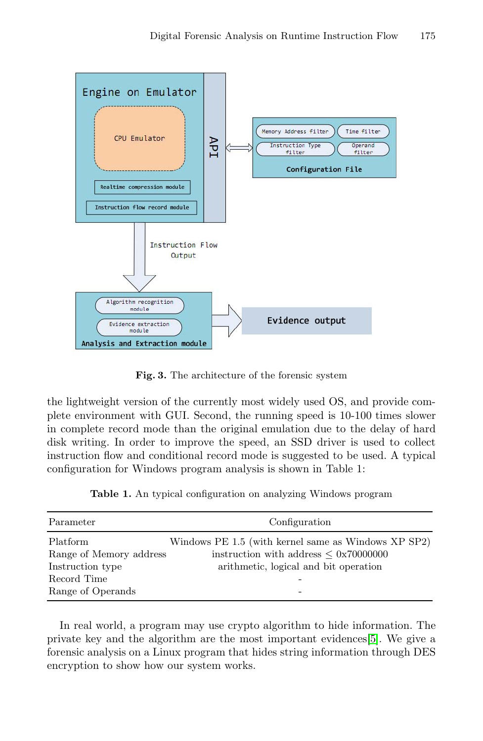**Fig. 3.** The architecture of the forensic system

the lightweight version of the currently most widely used OS, and provide complete environment with GUI. Second, the running speed is 10-100 times slower in complete record mode than the original emulation due to the delay of hard disk writing. In order to improve the speed, an SSD driver is used to collect instruction flow and conditional record mode is suggested to be used. A typical configuration for Windows program analysis is shown in Table 1:

**Table 1.** An typical configuration on analyzing Windows program

| Parameter | Configuration |
|---|---|
| Platform | Windows PE 1.5 (with kernel same as Windows XP SP2) |
| Range of Memory address | instruction with address $\leq$ 0x70000000 |
| Instruction type | arithmetic, logical and bit operation |
| Record Time | - |
| Range of Operands | - |

In real world, a program may use crypto algorithm to hide information. The private key and the algorithm are the most important evidences[5]. We give a forensic analysis on a Linux program that hides string information through DES encryption to show how our system works.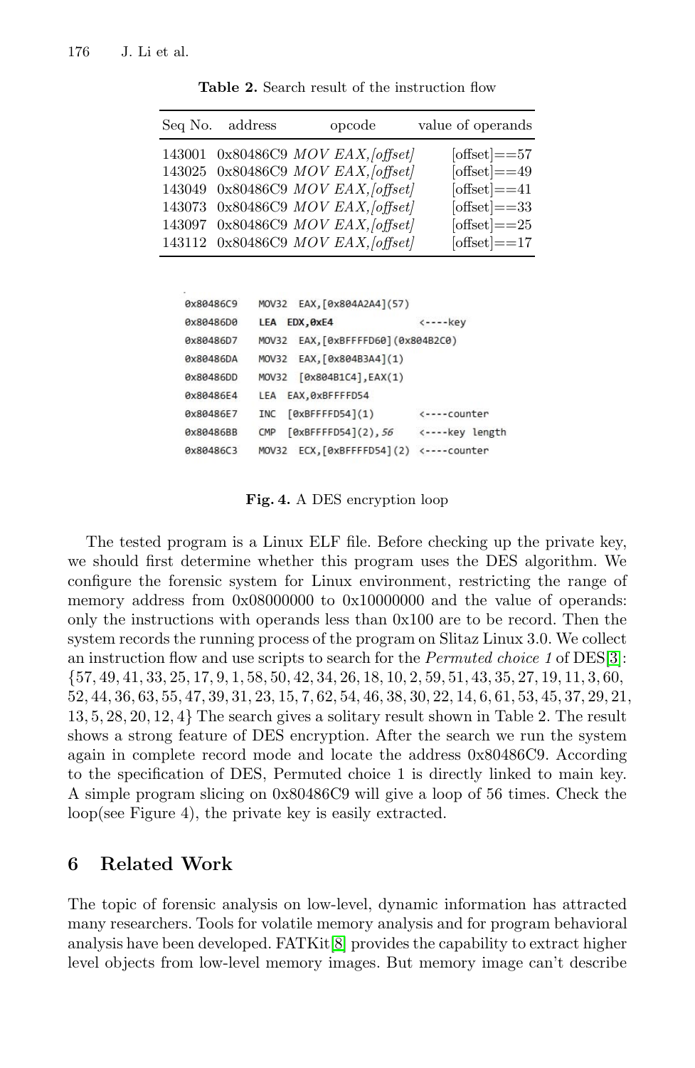**Table 2.** Search result of the instruction flow

| Seq No. | address | opcode | value of operands |
|---|---|---|---|
| 143001 | 0x80486C9 | *MOV EAX,[offset]* | [offset]==57 |
| 143025 | 0x80486C9 | *MOV EAX,[offset]* | [offset]==49 |
| 143049 | 0x80486C9 | *MOV EAX,[offset]* | [offset]==41 |
| 143073 | 0x80486C9 | *MOV EAX,[offset]* | [offset]==33 |
| 143097 | 0x80486C9 | *MOV EAX,[offset]* | [offset]==25 |
| 143112 | 0x80486C9 | *MOV EAX,[offset]* | [offset]==17 |

```
0x80486C9    MOV32  EAX,[0x804A2A4](57)
0x80486D0    LEA  EDX,0xE4                    <----key
0x80486D7    MOV32  EAX,[0xBFFFFD60](0x804B2C0)
0x80486DA    MOV32  EAX,[0x804B3A4](1)
0x80486DD    MOV32  [0x804B1C4],EAX(1)
0x80486E4    LEA  EAX,0xBFFFFD54
0x80486E7    INC  [0xBFFFFD54](1)             <----counter
0x80486BB    CMP  [0xBFFFFD54](2),56          <----key length
0x80486C3    MOV32  ECX,[0xBFFFFD54](2)       <----counter
```

**Fig. 4.** A DES encryption loop

The tested program is a Linux ELF file. Before checking up the private key, we should first determine whether this program uses the DES algorithm. We configure the forensic system for Linux environment, restricting the range of memory address from 0x08000000 to 0x10000000 and the value of operands: only the instructions with operands less than 0x100 are to be record. Then the system records the running process of the program on Slitaz Linux 3.0. We collect an instruction flow and use scripts to search for the *Permuted choice 1* of DES[3]: $\{57, 49, 41, 33, 25, 17, 9, 1, 58, 50, 42, 34, 26, 18, 10, 2, 59, 51, 43, 35, 27, 19, 11, 3, 60, 52, 44, 36, 63, 55, 47, 39, 31, 23, 15, 7, 62, 54, 46, 38, 30, 22, 14, 6, 61, 53, 45, 37, 29, 21, 13, 5, 28, 20, 12, 4\}$ The search gives a solitary result shown in Table 2. The result shows a strong feature of DES encryption. After the search we run the system again in complete record mode and locate the address 0x80486C9. According to the specification of DES, Permuted choice 1 is directly linked to main key. A simple program slicing on 0x80486C9 will give a loop of 56 times. Check the loop(see Figure 4), the private key is easily extracted.

## 6 Related Work

The topic of forensic analysis on low-level, dynamic information has attracted many researchers. Tools for volatile memory analysis and for program behavioral analysis have been developed. FATKit[8] provides the capability to extract higher level objects from low-level memory images. But memory image can't describe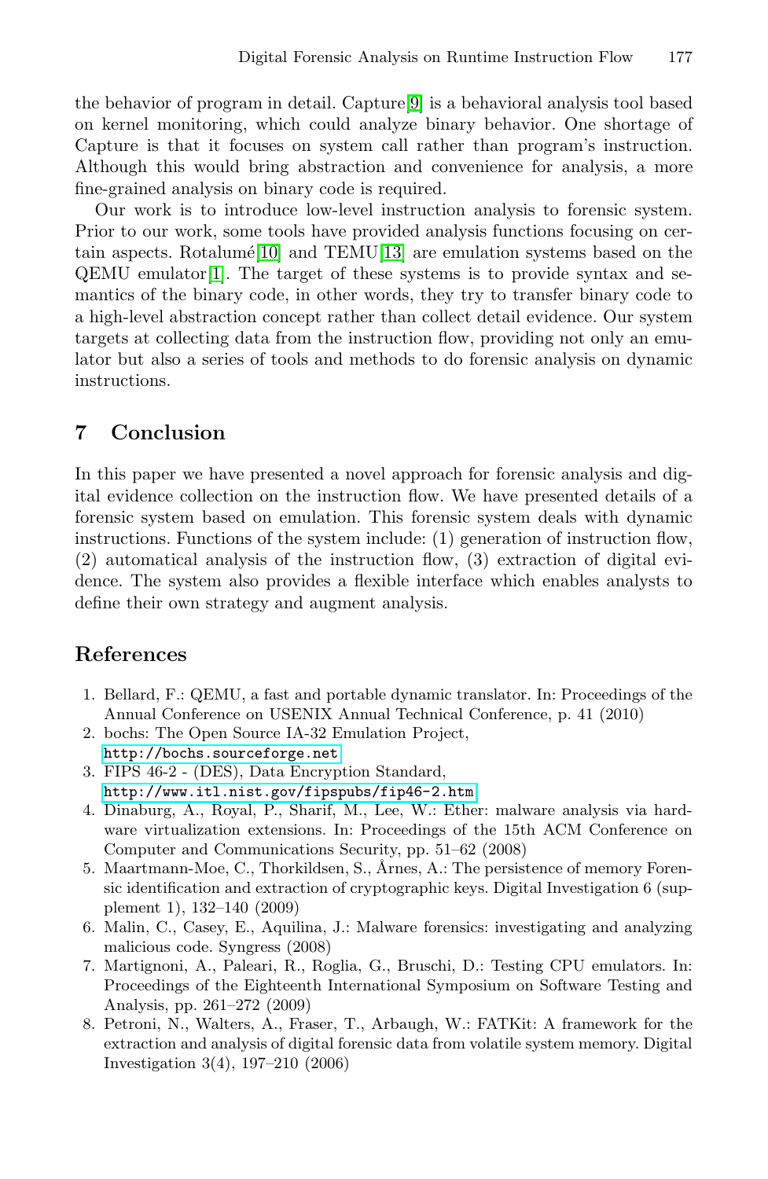the behavior of program in detail. Capture[9] is a behavioral analysis tool based on kernel monitoring, which could analyze binary behavior. One shortage of Capture is that it focuses on system call rather than program's instruction. Although this would bring abstraction and convenience for analysis, a more fine-grained analysis on binary code is required.

Our work is to introduce low-level instruction analysis to forensic system. Prior to our work, some tools have provided analysis functions focusing on certain aspects. Rotalumé[10] and TEMU[13] are emulation systems based on the QEMU emulator[1]. The target of these systems is to provide syntax and semantics of the binary code, in other words, they try to transfer binary code to a high-level abstraction concept rather than collect detail evidence. Our system targets at collecting data from the instruction flow, providing not only an emulator but also a series of tools and methods to do forensic analysis on dynamic instructions.

## 7 Conclusion

In this paper we have presented a novel approach for forensic analysis and digital evidence collection on the instruction flow. We have presented details of a forensic system based on emulation. This forensic system deals with dynamic instructions. Functions of the system include: (1) generation of instruction flow, (2) automatical analysis of the instruction flow, (3) extraction of digital evidence. The system also provides a flexible interface which enables analysts to define their own strategy and augment analysis.

## References

1. Bellard, F.: QEMU, a fast and portable dynamic translator. In: Proceedings of the Annual Conference on USENIX Annual Technical Conference, p. 41 (2010)
2. bochs: The Open Source IA-32 Emulation Project, http://bochs.sourceforge.net
3. FIPS 46-2 - (DES), Data Encryption Standard, http://www.itl.nist.gov/fipspubs/fip46-2.htm
4. Dinaburg, A., Royal, P., Sharif, M., Lee, W.: Ether: malware analysis via hardware virtualization extensions. In: Proceedings of the 15th ACM Conference on Computer and Communications Security, pp. 51–62 (2008)
5. Maartmann-Moe, C., Thorkildsen, S., Årnes, A.: The persistence of memory Forensic identification and extraction of cryptographic keys. Digital Investigation 6 (supplement 1), 132–140 (2009)
6. Malin, C., Casey, E., Aquilina, J.: Malware forensics: investigating and analyzing malicious code. Syngress (2008)
7. Martignoni, A., Paleari, R., Roglia, G., Bruschi, D.: Testing CPU emulators. In: Proceedings of the Eighteenth International Symposium on Software Testing and Analysis, pp. 261–272 (2009)
8. Petroni, N., Walters, A., Fraser, T., Arbaugh, W.: FATKit: A framework for the extraction and analysis of digital forensic data from volatile system memory. Digital Investigation 3(4), 197–210 (2006)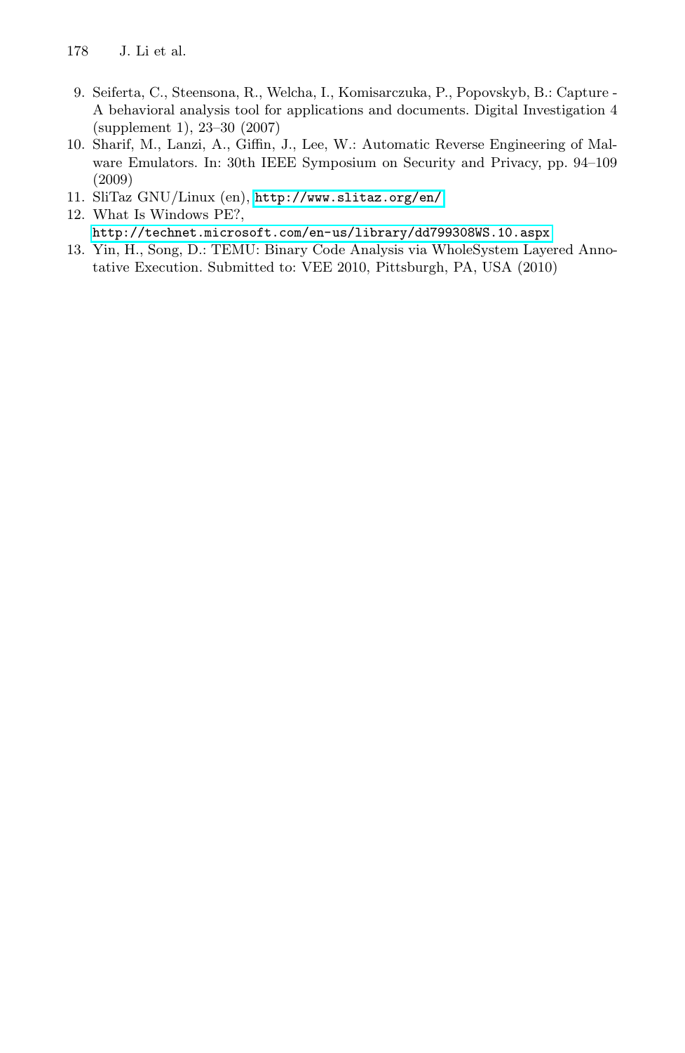9. Seiferta, C., Steensona, R., Welcha, I., Komisarczuka, P., Popovskyb, B.: Capture - A behavioral analysis tool for applications and documents. Digital Investigation 4 (supplement 1), 23–30 (2007)
10. Sharif, M., Lanzi, A., Giffin, J., Lee, W.: Automatic Reverse Engineering of Malware Emulators. In: 30th IEEE Symposium on Security and Privacy, pp. 94–109 (2009)
11. SliTaz GNU/Linux (en), http://www.slitaz.org/en/
12. What Is Windows PE?, http://technet.microsoft.com/en-us/library/dd799308WS.10.aspx
13. Yin, H., Song, D.: TEMU: Binary Code Analysis via WholeSystem Layered Annotative Execution. Submitted to: VEE 2010, Pittsburgh, PA, USA (2010)